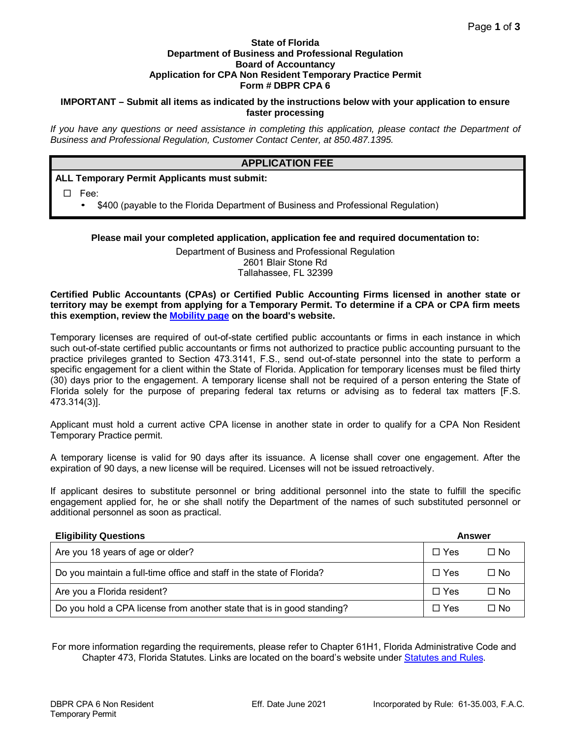**State of Florida**
**Department of Business and Professional Regulation**
**Board of Accountancy**
**Application for CPA Non Resident Temporary Practice Permit**
**Form # DBPR CPA 6**

**IMPORTANT – Submit all items as indicated by the instructions below with your application to ensure faster processing**

*If you have any questions or need assistance in completing this application, please contact the Department of Business and Professional Regulation, Customer Contact Center, at 850.487.1395.*

## APPLICATION FEE

**ALL Temporary Permit Applicants must submit:**

☐ Fee:
- $400 (payable to the Florida Department of Business and Professional Regulation)

**Please mail your completed application, application fee and required documentation to:**

Department of Business and Professional Regulation
2601 Blair Stone Rd
Tallahassee, FL 32399

**Certified Public Accountants (CPAs) or Certified Public Accounting Firms licensed in another state or territory may be exempt from applying for a Temporary Permit. To determine if a CPA or CPA firm meets this exemption, review the Mobility page on the board's website.**

Temporary licenses are required of out-of-state certified public accountants or firms in each instance in which such out-of-state certified public accountants or firms not authorized to practice public accounting pursuant to the practice privileges granted to Section 473.3141, F.S., send out-of-state personnel into the state to perform a specific engagement for a client within the State of Florida. Application for temporary licenses must be filed thirty (30) days prior to the engagement. A temporary license shall not be required of a person entering the State of Florida solely for the purpose of preparing federal tax returns or advising as to federal tax matters [F.S. 473.314(3)].

Applicant must hold a current active CPA license in another state in order to qualify for a CPA Non Resident Temporary Practice permit.

A temporary license is valid for 90 days after its issuance. A license shall cover one engagement. After the expiration of 90 days, a new license will be required. Licenses will not be issued retroactively.

If applicant desires to substitute personnel or bring additional personnel into the state to fulfill the specific engagement applied for, he or she shall notify the Department of the names of such substituted personnel or additional personnel as soon as practical.

| **Eligibility Questions** | **Answer** | |
|---|---|---|
| Are you 18 years of age or older? | ☐ Yes | ☐ No |
| Do you maintain a full-time office and staff in the state of Florida? | ☐ Yes | ☐ No |
| Are you a Florida resident? | ☐ Yes | ☐ No |
| Do you hold a CPA license from another state that is in good standing? | ☐ Yes | ☐ No |

For more information regarding the requirements, please refer to Chapter 61H1, Florida Administrative Code and Chapter 473, Florida Statutes. Links are located on the board's website under Statutes and Rules.

DBPR CPA 6 Non Resident Temporary Permit | Eff. Date June 2021 | Incorporated by Rule: 61-35.003, F.A.C.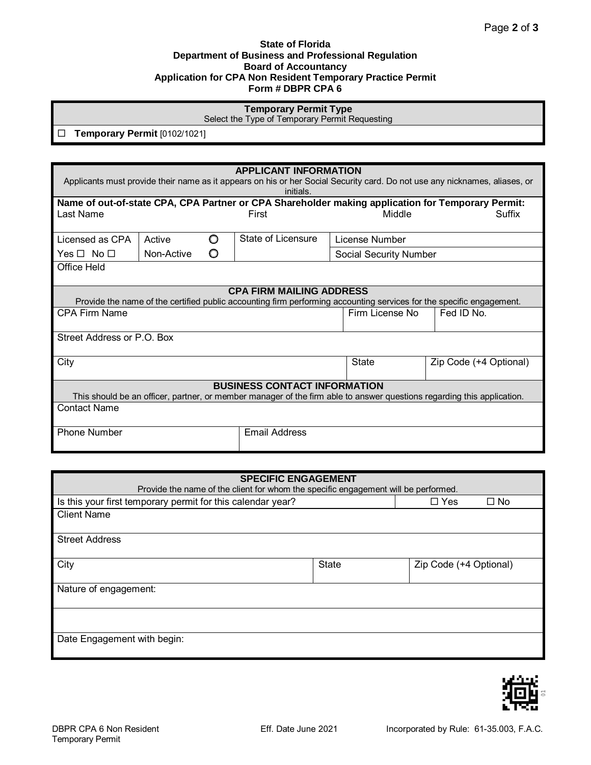**State of Florida**
**Department of Business and Professional Regulation**
**Board of Accountancy**
**Application for CPA Non Resident Temporary Practice Permit**
**Form # DBPR CPA 6**

| **Temporary Permit Type**<br>Select the Type of Temporary Permit Requesting |
|---|
| ☐ **Temporary Permit** [0102/1021] |

**APPLICANT INFORMATION**

Applicants must provide their name as it appears on his or her Social Security card. Do not use any nicknames, aliases, or initials.

**Name of out-of-state CPA, CPA Partner or CPA Shareholder making application for Temporary Permit:**

| Last Name | First | Middle | Suffix |
|---|---|---|---|
| | | | |

| Licensed as CPA | Active ○ | State of Licensure | License Number |
|---|---|---|---|
| Yes ☐ No ☐ | Non-Active ○ | | Social Security Number |

| Office Held |
|---|
| |

**CPA FIRM MAILING ADDRESS**

Provide the name of the certified public accounting firm performing accounting services for the specific engagement.

| CPA Firm Name | Firm License No | Fed ID No. |
|---|---|---|
| | | |

| Street Address or P.O. Box |
|---|
| |

| City | State | Zip Code (+4 Optional) |
|---|---|---|
| | | |

**BUSINESS CONTACT INFORMATION**

This should be an officer, partner, or member manager of the firm able to answer questions regarding this application.

| Contact Name |
|---|
| |

| Phone Number | Email Address |
|---|---|
| | |

**SPECIFIC ENGAGEMENT**

Provide the name of the client for whom the specific engagement will be performed.

| Is this your first temporary permit for this calendar year? | ☐ Yes ☐ No |
|---|---|

| Client Name |
|---|
| |

| Street Address |
|---|
| |

| City | State | Zip Code (+4 Optional) |
|---|---|---|
| | | |

| Nature of engagement: |
|---|
| |
| |

| Date Engagement with begin: |
|---|
| |

DBPR CPA 6 Non Resident Temporary Permit | Eff. Date June 2021 | Incorporated by Rule: 61-35.003, F.A.C.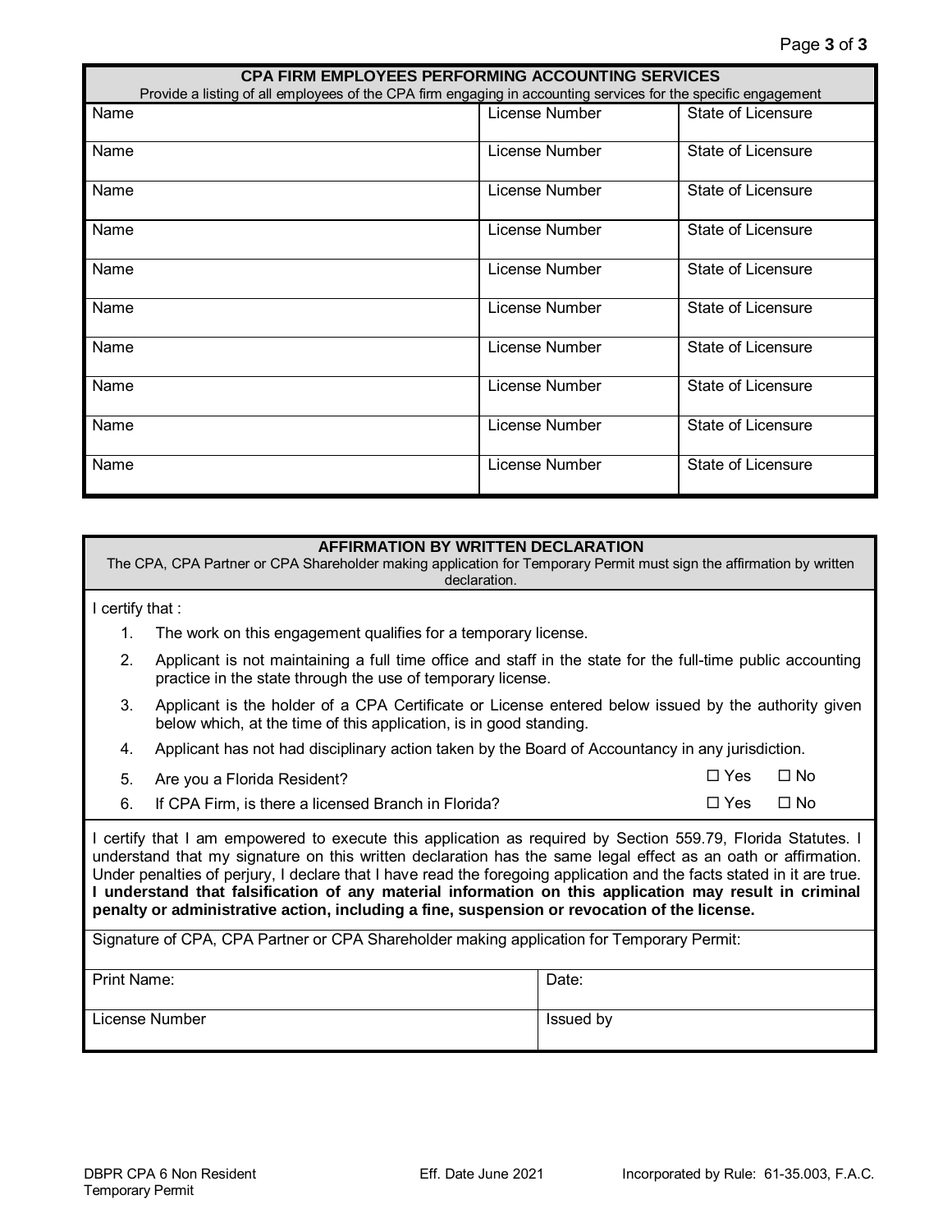## CPA FIRM EMPLOYEES PERFORMING ACCOUNTING SERVICES

Provide a listing of all employees of the CPA firm engaging in accounting services for the specific engagement

| | | |
|---|---|---|
| Name | License Number | State of Licensure |
| Name | License Number | State of Licensure |
| Name | License Number | State of Licensure |
| Name | License Number | State of Licensure |
| Name | License Number | State of Licensure |
| Name | License Number | State of Licensure |
| Name | License Number | State of Licensure |
| Name | License Number | State of Licensure |
| Name | License Number | State of Licensure |
| Name | License Number | State of Licensure |

## AFFIRMATION BY WRITTEN DECLARATION

The CPA, CPA Partner or CPA Shareholder making application for Temporary Permit must sign the affirmation by written declaration.

I certify that :

1. The work on this engagement qualifies for a temporary license.
2. Applicant is not maintaining a full time office and staff in the state for the full-time public accounting practice in the state through the use of temporary license.
3. Applicant is the holder of a CPA Certificate or License entered below issued by the authority given below which, at the time of this application, is in good standing.
4. Applicant has not had disciplinary action taken by the Board of Accountancy in any jurisdiction.
5. Are you a Florida Resident? ☐ Yes ☐ No
6. If CPA Firm, is there a licensed Branch in Florida? ☐ Yes ☐ No

I certify that I am empowered to execute this application as required by Section 559.79, Florida Statutes. I understand that my signature on this written declaration has the same legal effect as an oath or affirmation. Under penalties of perjury, I declare that I have read the foregoing application and the facts stated in it are true. **I understand that falsification of any material information on this application may result in criminal penalty or administrative action, including a fine, suspension or revocation of the license.**

Signature of CPA, CPA Partner or CPA Shareholder making application for Temporary Permit:

| | |
|---|---|
| Print Name: | Date: |
| License Number | Issued by |

DBPR CPA 6 Non Resident Temporary Permit | Eff. Date June 2021 | Incorporated by Rule: 61-35.003, F.A.C.